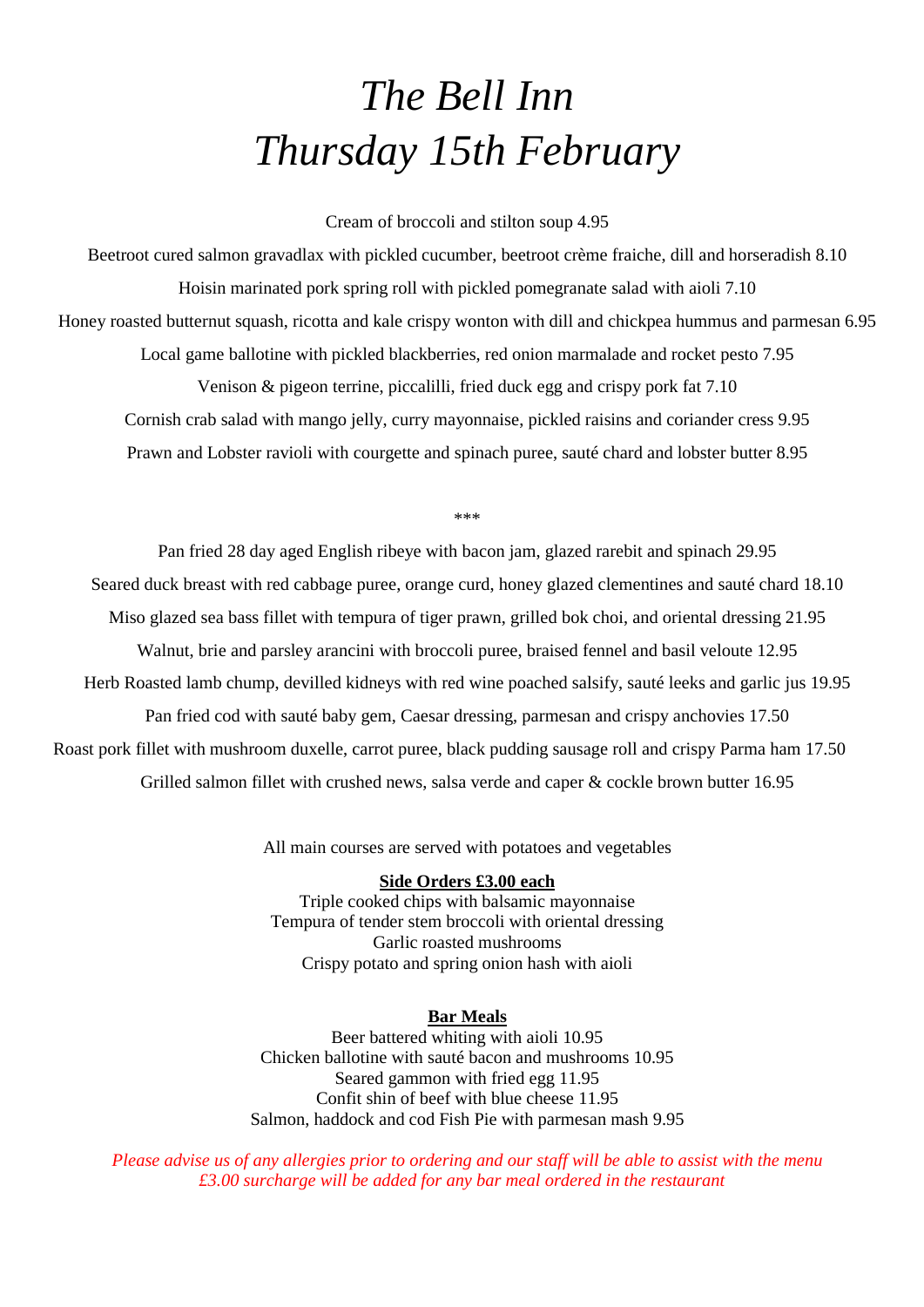# *The Bell Inn*
# *Thursday 15th February*

Cream of broccoli and stilton soup 4.95

Beetroot cured salmon gravadlax with pickled cucumber, beetroot crème fraiche, dill and horseradish 8.10

Hoisin marinated pork spring roll with pickled pomegranate salad with aioli 7.10

Honey roasted butternut squash, ricotta and kale crispy wonton with dill and chickpea hummus and parmesan 6.95

Local game ballotine with pickled blackberries, red onion marmalade and rocket pesto 7.95

Venison & pigeon terrine, piccalilli, fried duck egg and crispy pork fat 7.10

Cornish crab salad with mango jelly, curry mayonnaise, pickled raisins and coriander cress 9.95

Prawn and Lobster ravioli with courgette and spinach puree, sauté chard and lobster butter 8.95

***

Pan fried 28 day aged English ribeye with bacon jam, glazed rarebit and spinach 29.95

Seared duck breast with red cabbage puree, orange curd, honey glazed clementines and sauté chard 18.10

Miso glazed sea bass fillet with tempura of tiger prawn, grilled bok choi, and oriental dressing 21.95

Walnut, brie and parsley arancini with broccoli puree, braised fennel and basil veloute 12.95

Herb Roasted lamb chump, devilled kidneys with red wine poached salsify, sauté leeks and garlic jus 19.95

Pan fried cod with sauté baby gem, Caesar dressing, parmesan and crispy anchovies 17.50

Roast pork fillet with mushroom duxelle, carrot puree, black pudding sausage roll and crispy Parma ham 17.50

Grilled salmon fillet with crushed news, salsa verde and caper & cockle brown butter 16.95

All main courses are served with potatoes and vegetables

**Side Orders £3.00 each**

Triple cooked chips with balsamic mayonnaise
Tempura of tender stem broccoli with oriental dressing
Garlic roasted mushrooms
Crispy potato and spring onion hash with aioli

**Bar Meals**

Beer battered whiting with aioli 10.95
Chicken ballotine with sauté bacon and mushrooms 10.95
Seared gammon with fried egg 11.95
Confit shin of beef with blue cheese 11.95
Salmon, haddock and cod Fish Pie with parmesan mash 9.95

*Please advise us of any allergies prior to ordering and our staff will be able to assist with the menu*
*£3.00 surcharge will be added for any bar meal ordered in the restaurant*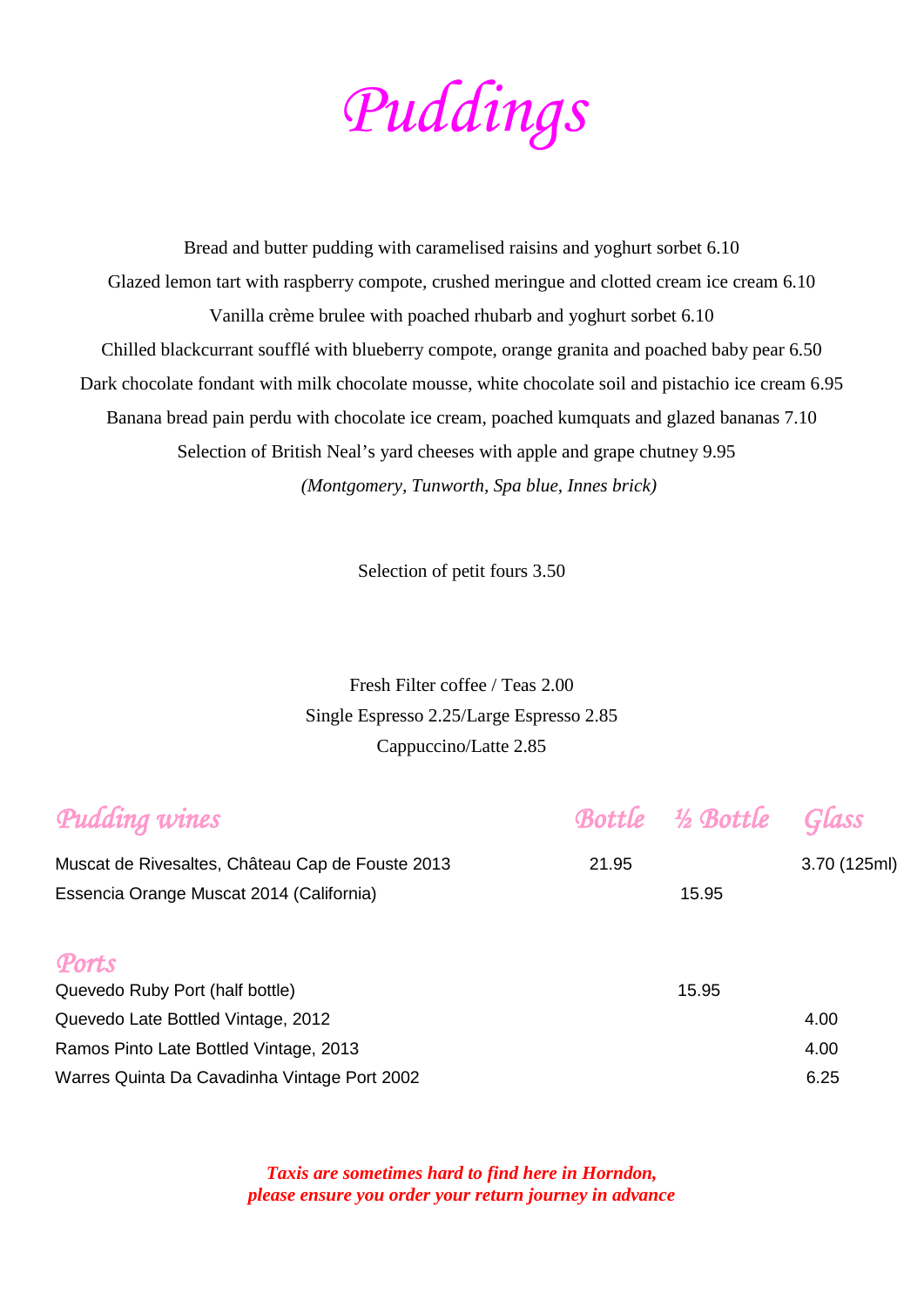# Puddings

Bread and butter pudding with caramelised raisins and yoghurt sorbet 6.10

Glazed lemon tart with raspberry compote, crushed meringue and clotted cream ice cream 6.10

Vanilla crème brulee with poached rhubarb and yoghurt sorbet 6.10

Chilled blackcurrant soufflé with blueberry compote, orange granita and poached baby pear 6.50

Dark chocolate fondant with milk chocolate mousse, white chocolate soil and pistachio ice cream 6.95

Banana bread pain perdu with chocolate ice cream, poached kumquats and glazed bananas 7.10

Selection of British Neal's yard cheeses with apple and grape chutney 9.95

*(Montgomery, Tunworth, Spa blue, Innes brick)*

Selection of petit fours 3.50

Fresh Filter coffee / Teas 2.00

Single Espresso 2.25/Large Espresso 2.85

Cappuccino/Latte 2.85

| Pudding wines | Bottle | ½ Bottle | Glass |
|---|---|---|---|
| Muscat de Rivesaltes, Château Cap de Fouste 2013 | 21.95 | | 3.70 (125ml) |
| Essencia Orange Muscat 2014 (California) | | 15.95 | |
| **Ports** | | | |
| Quevedo Ruby Port (half bottle) | | 15.95 | |
| Quevedo Late Bottled Vintage, 2012 | | | 4.00 |
| Ramos Pinto Late Bottled Vintage, 2013 | | | 4.00 |
| Warres Quinta Da Cavadinha Vintage Port 2002 | | | 6.25 |

***Taxis are sometimes hard to find here in Horndon, please ensure you order your return journey in advance***